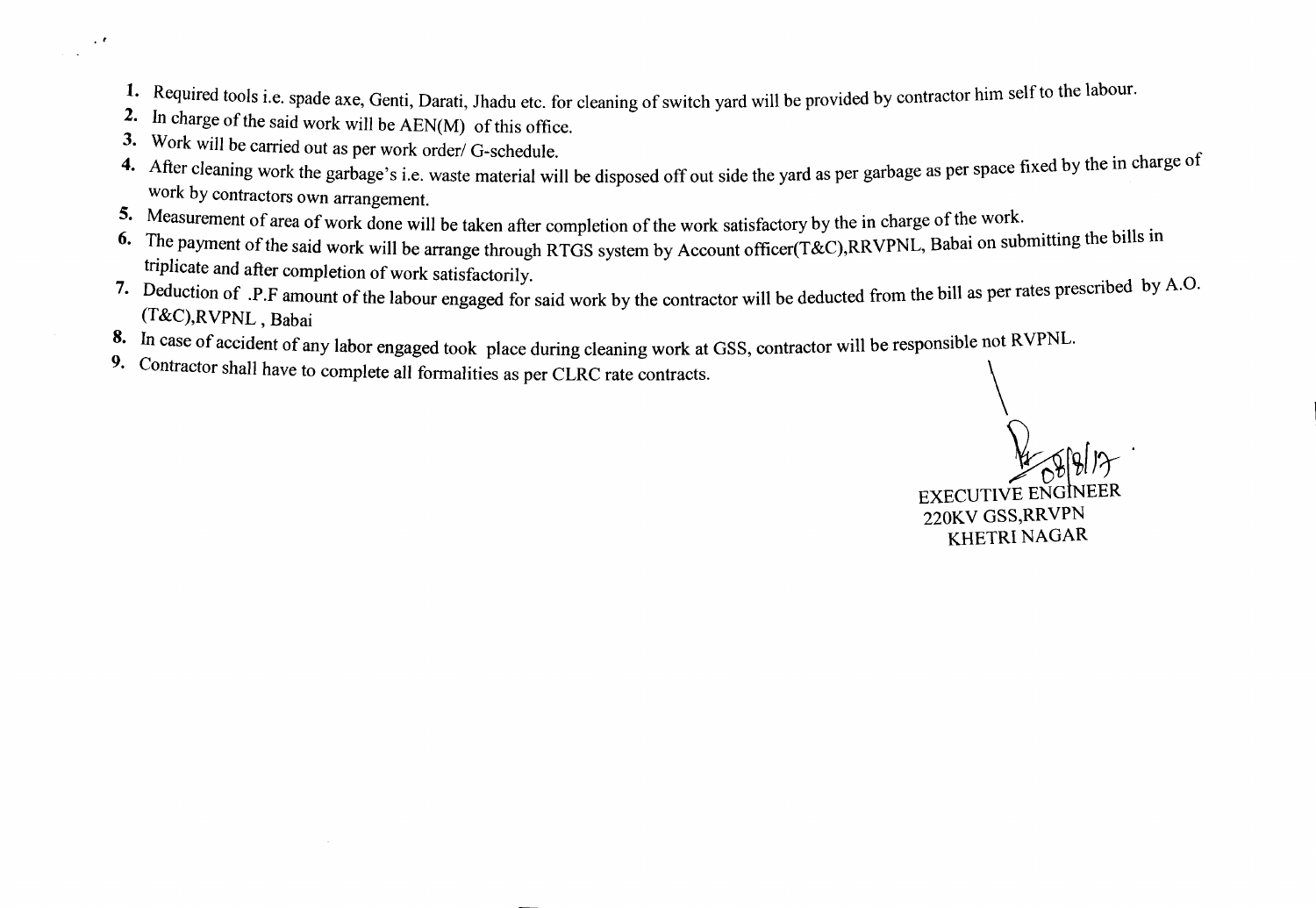1. Required tools i.e. spade axe, Genti, Darati, Jhadu etc. for cleaning of switch yard will be provided by contractor him self to the labour.
2. In charge of the said work will be AEN(M) of this office.
3. Work will be carried out as per work order/ G-schedule.
4. After cleaning work the garbage's i.e. waste material will be disposed off out side the yard as per garbage as per space fixed by the in charge of work by contractors own arrangement.
5. Measurement of area of work done will be taken after completion of the work satisfactory by the in charge of the work.
6. The payment of the said work will be arrange through RTGS system by Account officer(T&C),RRVPNL, Babai on submitting the bills in triplicate and after completion of work satisfactorily.
7. Deduction of .P.F amount of the labour engaged for said work by the contractor will be deducted from the bill as per rates prescribed by A.O. (T&C),RVPNL , Babai
8. In case of accident of any labor engaged took place during cleaning work at GSS, contractor will be responsible not RVPNL.
9. Contractor shall have to complete all formalities as per CLRC rate contracts.

08/8/17

EXECUTIVE ENGINEER
220KV GSS,RRVPN
KHETRI NAGAR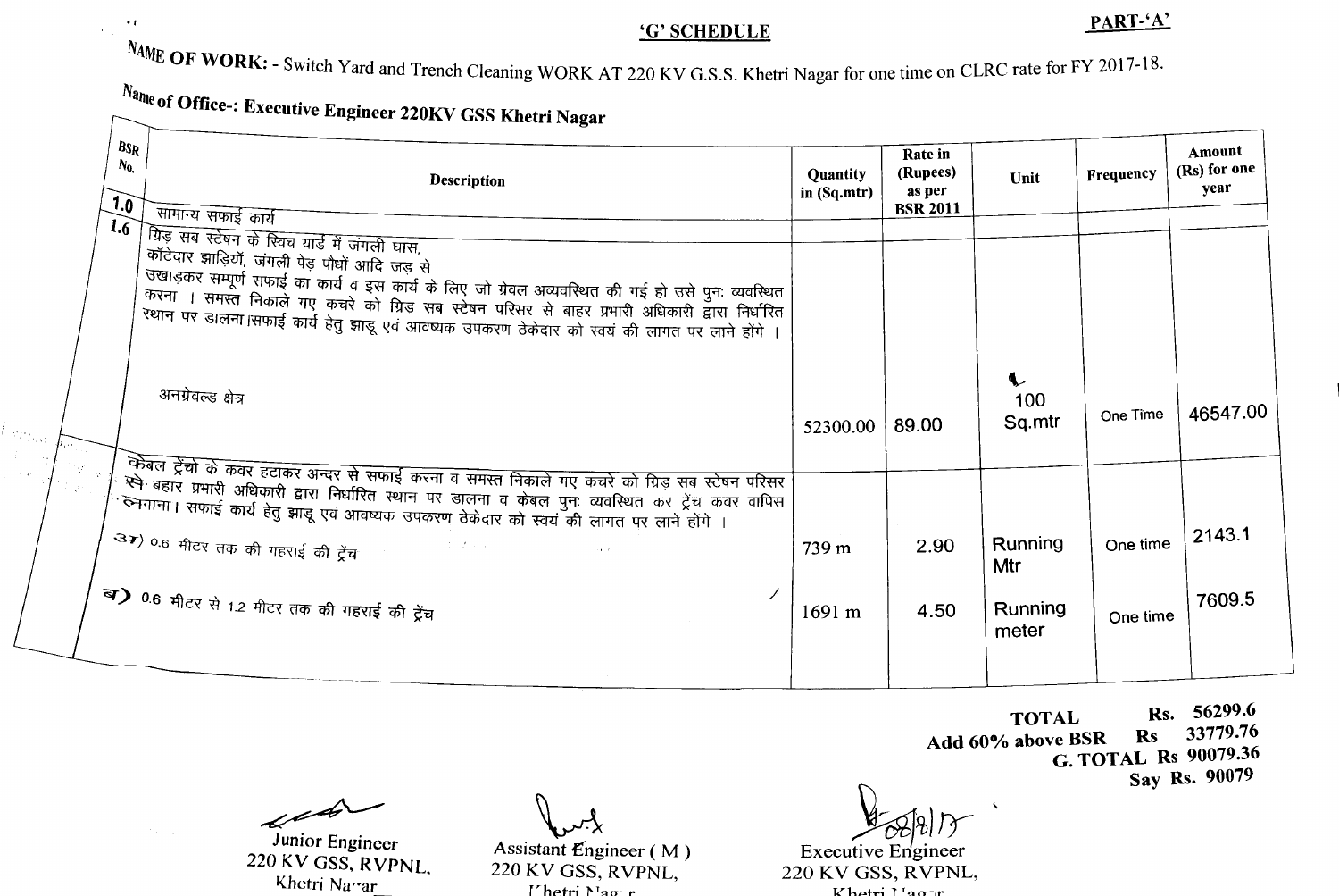## 'G' SCHEDULE

**PART-'A'**

**NAME OF WORK:** - Switch Yard and Trench Cleaning WORK AT 220 KV G.S.S. Khetri Nagar for one time on CLRC rate for FY 2017-18.

**Name of Office-: Executive Engineer 220KV GSS Khetri Nagar**

| BSR No. | Description | Quantity in (Sq.mtr) | Rate in (Rupees) as per BSR 2011 | Unit | Frequency | Amount (Rs) for one year |
|---|---|---|---|---|---|---|
| 1.0 | सामान्य सफाई कार्य | | | | | |
| 1.6 | ग्रिड सब स्टेशन के स्विच यार्ड में जंगली घास, कॉटेदार झाड़ियॉ, जंगली पेड़ पौधों आदि जड़ से उखाड़कर सम्पूर्ण सफाई का कार्य व इस कार्य के लिए जो ग्रेवल अव्यवस्थित की गई हो उसे पुनः व्यवस्थित करना । समस्त निकाले गए कचरे को ग्रिड सब स्टेषन परिसर से बाहर प्रभारी अधिकारी द्वारा निर्धारित स्थान पर डालना।सफाई कार्य हेतु झाड़ू एवं आवष्यक उपकरण ठेकेदार को स्वयं की लागत पर लाने होंगे । | | | | | |
| | अनग्रेवल्ड क्षेत्र | 52300.00 | 89.00 | 100 Sq.mtr | One Time | 46547.00 |
| | केबल ट्रेंचो के कवर हटाकर अन्दर से सफाई करना व समस्त निकाले गए कचरे को ग्रिड सब स्टेषन परिसर से बाहर प्रभारी अधिकारी द्वारा निर्धारित स्थान पर डालना व केबल पुनः व्यवस्थित कर ट्रेंच कवर वापिस लगाना। सफाई कार्य हेतु झाड़ू एवं आवष्यक उपकरण ठेकेदार को स्वयं की लागत पर लाने होंगे । | | | | | |
| | अ) 0.6 मीटर तक की गहराई की ट्रेंच | 739 m | 2.90 | Running Mtr | One time | 2143.1 |
| | ब) 0.6 मीटर से 1.2 मीटर तक की गहराई की ट्रेंच | 1691 m | 4.50 | Running meter | One time | 7609.5 |

**TOTAL Rs. 56299.6**
**Add 60% above BSR Rs 33779.76**
**G. TOTAL Rs 90079.36**
**Say Rs. 90079**

Junior Engineer
220 KV GSS, RVPNL,
Khetri Nagar

Assistant Engineer ( M )
220 KV GSS, RVPNL,
Khetri Nagar

08/8/17
Executive Engineer
220 KV GSS, RVPNL,
Khetri Nagar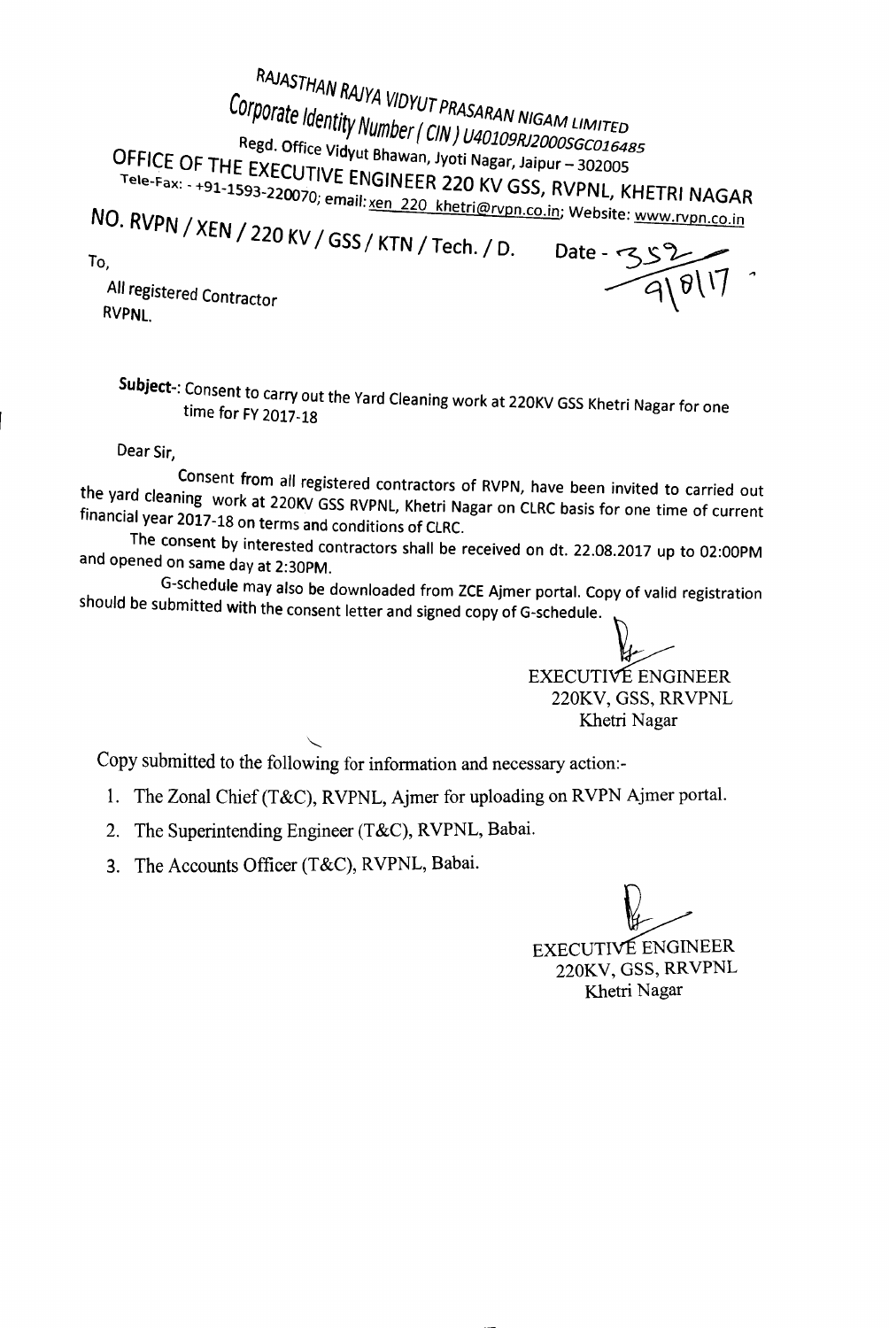RAJASTHAN RAJYA VIDYUT PRASARAN NIGAM LIMITED

Corporate Identity Number ( CIN ) U40109RJ2000SGC016485

Regd. Office Vidyut Bhawan, Jyoti Nagar, Jaipur – 302005

OFFICE OF THE EXECUTIVE ENGINEER 220 KV GSS, RVPNL, KHETRI NAGAR

Tele-Fax: - +91-1593-220070; email: xen_220_khetri@rvpn.co.in; Website: www.rvpn.co.in

NO. RVPN / XEN / 220 KV / GSS / KTN / Tech. / D. 352 Date - 9/8/17

To,

All registered Contractor
RVPNL.

**Subject-**: Consent to carry out the Yard Cleaning work at 220KV GSS Khetri Nagar for one time for FY 2017-18

Dear Sir,

Consent from all registered contractors of RVPN, have been invited to carried out the yard cleaning work at 220KV GSS RVPNL, Khetri Nagar on CLRC basis for one time of current financial year 2017-18 on terms and conditions of CLRC.

The consent by interested contractors shall be received on dt. 22.08.2017 up to 02:00PM and opened on same day at 2:30PM.

G-schedule may also be downloaded from ZCE Ajmer portal. Copy of valid registration should be submitted with the consent letter and signed copy of G-schedule.

EXECUTIVE ENGINEER
220KV, GSS, RRVPNL
Khetri Nagar

Copy submitted to the following for information and necessary action:-

1. The Zonal Chief (T&C), RVPNL, Ajmer for uploading on RVPN Ajmer portal.
2. The Superintending Engineer (T&C), RVPNL, Babai.
3. The Accounts Officer (T&C), RVPNL, Babai.

EXECUTIVE ENGINEER
220KV, GSS, RRVPNL
Khetri Nagar